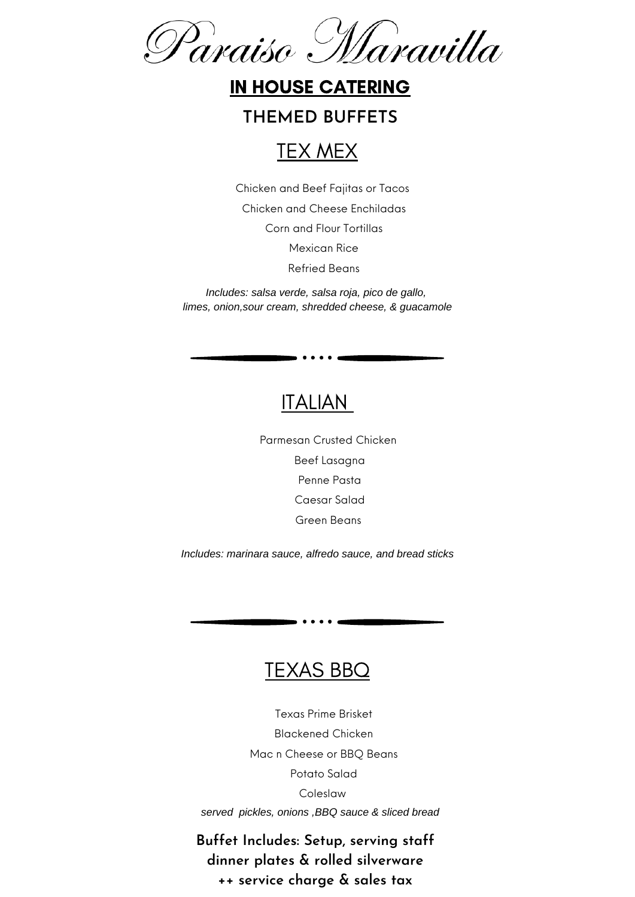# Paraiso Maravilla

## IN HOUSE CATERING

## THEMED BUFFETS

### TEX MEX

Chicken and Beef Fajitas or Tacos

Chicken and Cheese Enchiladas

Corn and Flour Tortillas

Mexican Rice

Refried Beans

*Includes: salsa verde, salsa roja, pico de gallo, limes, onion,sour cream, shredded cheese, & guacamole*

---

### ITALIAN

Parmesan Crusted Chicken

Beef Lasagna

Penne Pasta

Caesar Salad

Green Beans

*Includes: marinara sauce, alfredo sauce, and bread sticks*

---

### TEXAS BBQ

Texas Prime Brisket

Blackened Chicken

Mac n Cheese or BBQ Beans

Potato Salad

Coleslaw

*served pickles, onions ,BBQ sauce & sliced bread*

**Buffet Includes: Setup, serving staff dinner plates & rolled silverware ++ service charge & sales tax**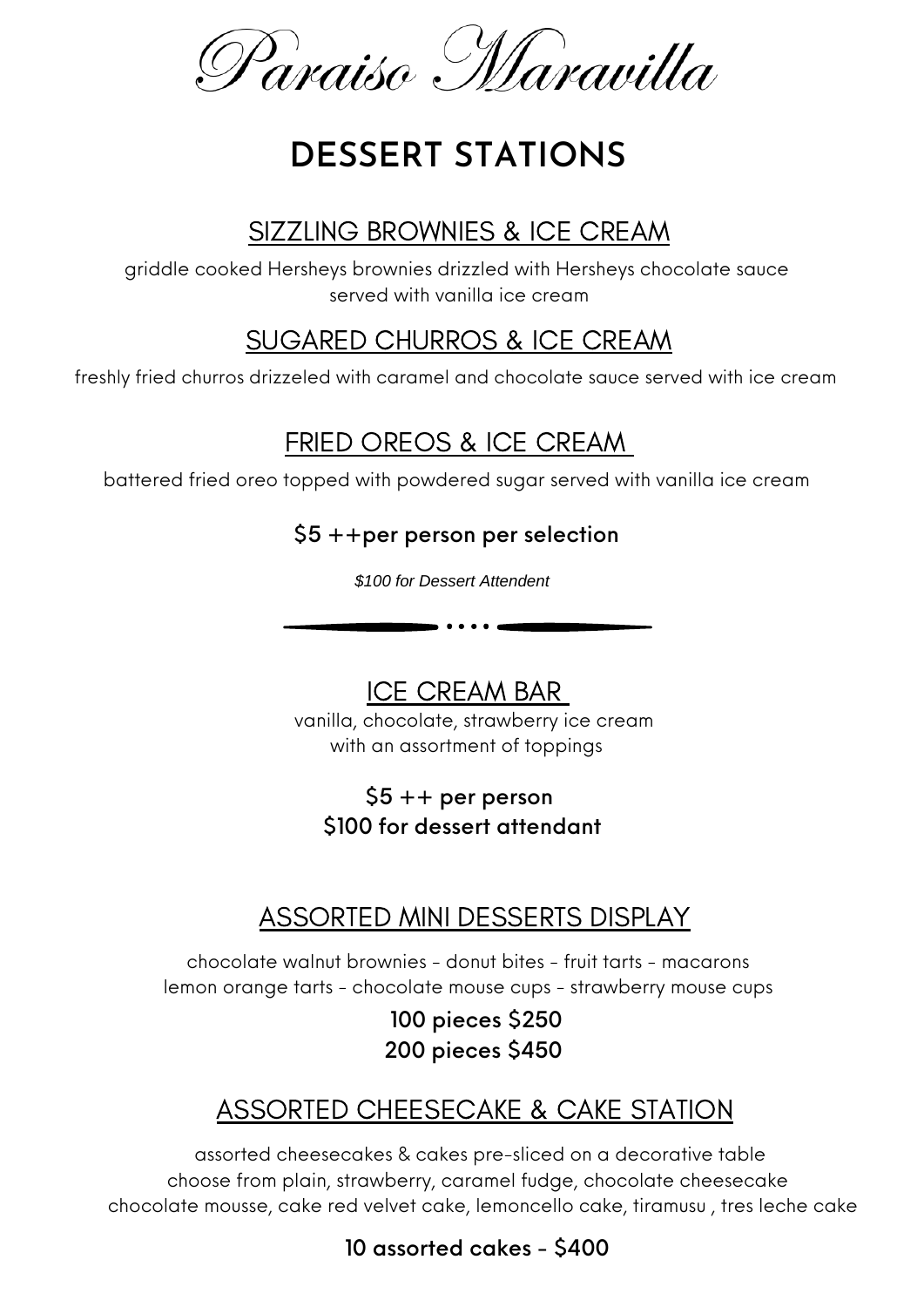# Paraiso Maravilla

## DESSERT STATIONS

### SIZZLING BROWNIES & ICE CREAM

griddle cooked Hersheys brownies drizzled with Hersheys chocolate sauce served with vanilla ice cream

### SUGARED CHURROS & ICE CREAM

freshly fried churros drizzeled with caramel and chocolate sauce served with ice cream

### FRIED OREOS & ICE CREAM

battered fried oreo topped with powdered sugar served with vanilla ice cream

**$5 ++per person per selection**

*$100 for Dessert Attendent*

---

### ICE CREAM BAR

vanilla, chocolate, strawberry ice cream with an assortment of toppings

**$5 ++ per person**
**$100 for dessert attendant**

### ASSORTED MINI DESSERTS DISPLAY

chocolate walnut brownies - donut bites - fruit tarts - macarons
lemon orange tarts - chocolate mouse cups - strawberry mouse cups

**100 pieces $250**
**200 pieces $450**

### ASSORTED CHEESECAKE & CAKE STATION

assorted cheesecakes & cakes pre-sliced on a decorative table
choose from plain, strawberry, caramel fudge, chocolate cheesecake
chocolate mousse, cake red velvet cake, lemoncello cake, tiramusu , tres leche cake

**10 assorted cakes - $400**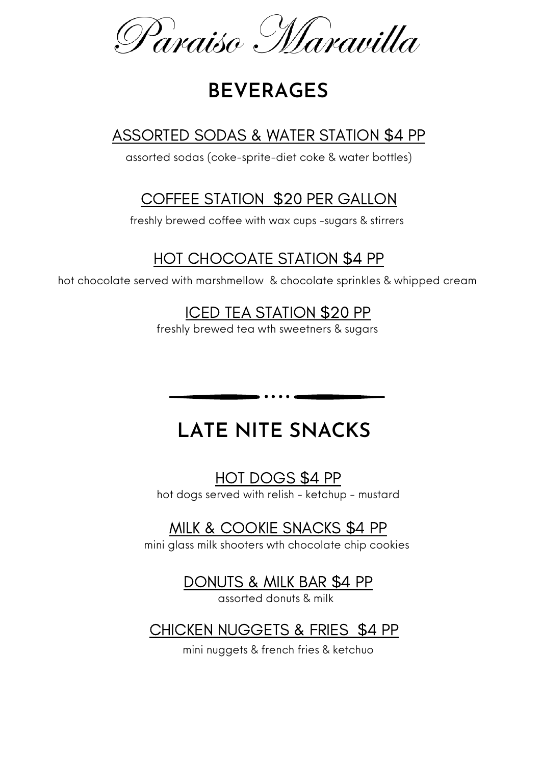# Paraiso Maravilla

## BEVERAGES

ASSORTED SODAS & WATER STATION $4 PP

assorted sodas (coke-sprite-diet coke & water bottles)

COFFEE STATION  $20 PER GALLON

freshly brewed coffee with wax cups -sugars & stirrers

HOT CHOCOATE STATION $4 PP

hot chocolate served with marshmellow  & chocolate sprinkles & whipped cream

ICED TEA STATION $20 PP

freshly brewed tea wth sweetners & sugars

## LATE NITE SNACKS

HOT DOGS $4 PP

hot dogs served with relish - ketchup - mustard

MILK & COOKIE SNACKS $4 PP

mini glass milk shooters wth chocolate chip cookies

DONUTS & MILK BAR $4 PP

assorted donuts & milk

CHICKEN NUGGETS & FRIES  $4 PP

mini nuggets & french fries & ketchuo